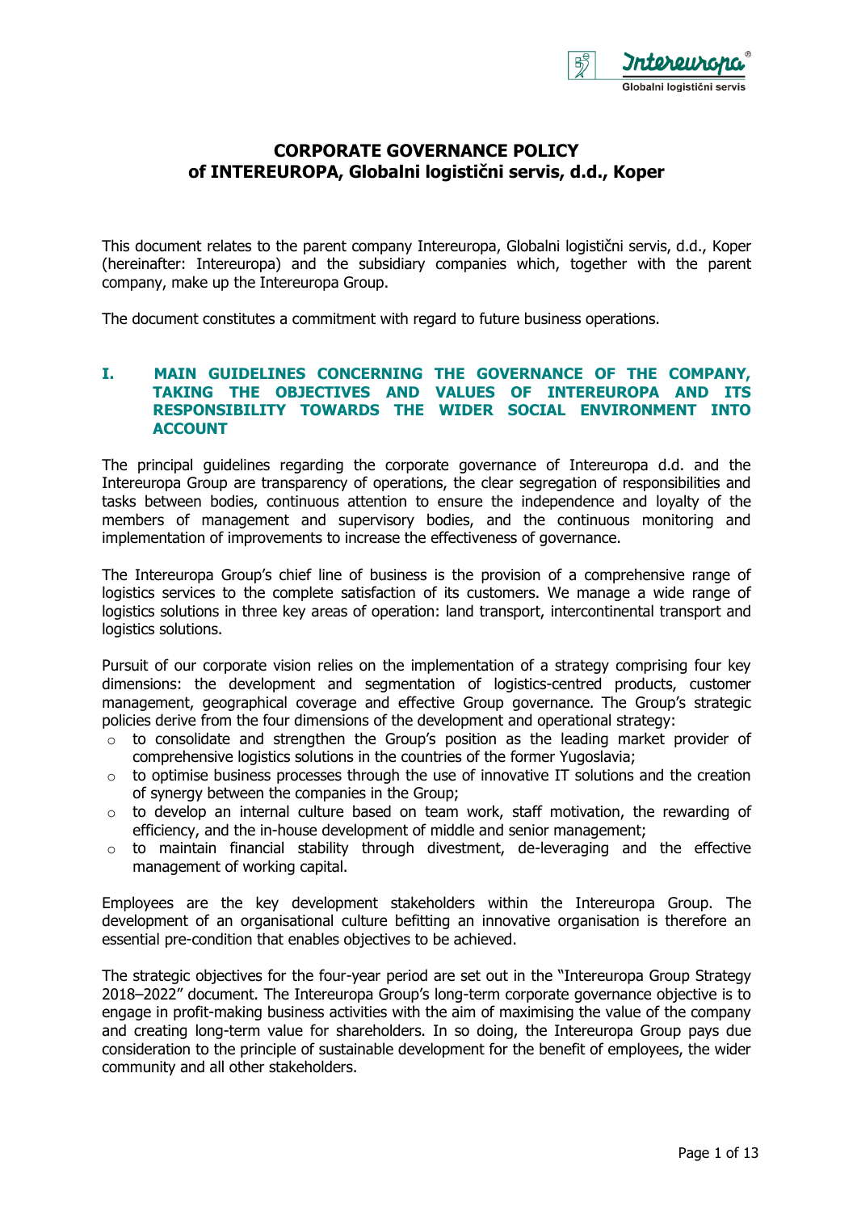# CORPORATE GOVERNANCE POLICY of INTEREUROPA, Globalni logistični servis, d.d., Koper

This document relates to the parent company Intereuropa, Globalni logistični servis, d.d., Koper (hereinafter: Intereuropa) and the subsidiary companies which, together with the parent company, make up the Intereuropa Group.

The document constitutes a commitment with regard to future business operations.

## I. MAIN GUIDELINES CONCERNING THE GOVERNANCE OF THE COMPANY, TAKING THE OBJECTIVES AND VALUES OF INTEREUROPA AND ITS RESPONSIBILITY TOWARDS THE WIDER SOCIAL ENVIRONMENT INTO ACCOUNT

The principal guidelines regarding the corporate governance of Intereuropa d.d. and the Intereuropa Group are transparency of operations, the clear segregation of responsibilities and tasks between bodies, continuous attention to ensure the independence and loyalty of the members of management and supervisory bodies, and the continuous monitoring and implementation of improvements to increase the effectiveness of governance.

The Intereuropa Group's chief line of business is the provision of a comprehensive range of logistics services to the complete satisfaction of its customers. We manage a wide range of logistics solutions in three key areas of operation: land transport, intercontinental transport and logistics solutions.

Pursuit of our corporate vision relies on the implementation of a strategy comprising four key dimensions: the development and segmentation of logistics-centred products, customer management, geographical coverage and effective Group governance. The Group's strategic policies derive from the four dimensions of the development and operational strategy:

- to consolidate and strengthen the Group's position as the leading market provider of comprehensive logistics solutions in the countries of the former Yugoslavia;
- to optimise business processes through the use of innovative IT solutions and the creation of synergy between the companies in the Group;
- to develop an internal culture based on team work, staff motivation, the rewarding of efficiency, and the in-house development of middle and senior management;
- to maintain financial stability through divestment, de-leveraging and the effective management of working capital.

Employees are the key development stakeholders within the Intereuropa Group. The development of an organisational culture befitting an innovative organisation is therefore an essential pre-condition that enables objectives to be achieved.

The strategic objectives for the four-year period are set out in the "Intereuropa Group Strategy 2018–2022" document. The Intereuropa Group's long-term corporate governance objective is to engage in profit-making business activities with the aim of maximising the value of the company and creating long-term value for shareholders. In so doing, the Intereuropa Group pays due consideration to the principle of sustainable development for the benefit of employees, the wider community and all other stakeholders.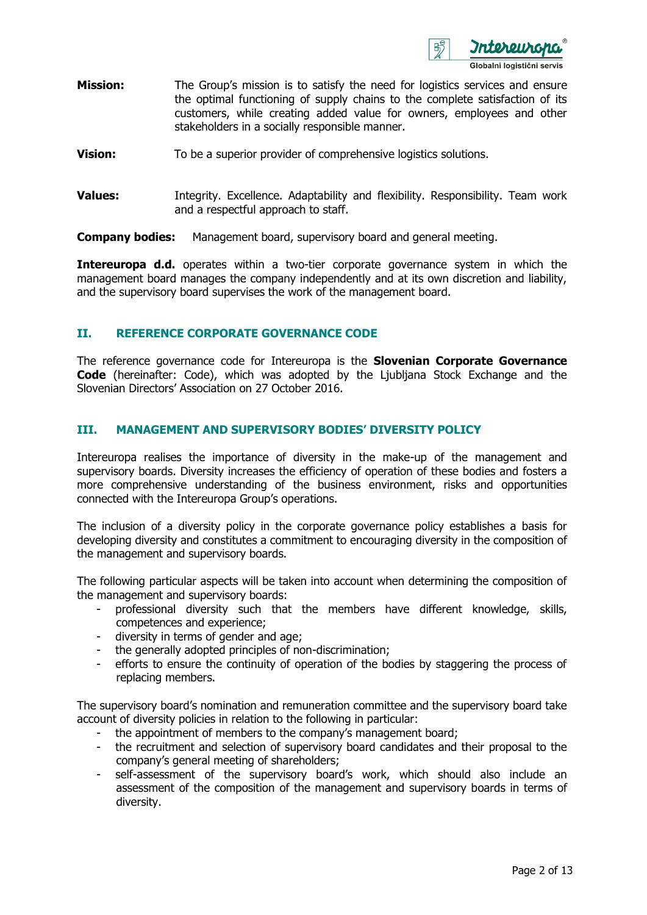**Mission:** The Group's mission is to satisfy the need for logistics services and ensure the optimal functioning of supply chains to the complete satisfaction of its customers, while creating added value for owners, employees and other stakeholders in a socially responsible manner.

**Vision:** To be a superior provider of comprehensive logistics solutions.

**Values:** Integrity. Excellence. Adaptability and flexibility. Responsibility. Team work and a respectful approach to staff.

**Company bodies:** Management board, supervisory board and general meeting.

**Intereuropa d.d.** operates within a two-tier corporate governance system in which the management board manages the company independently and at its own discretion and liability, and the supervisory board supervises the work of the management board.

## II. REFERENCE CORPORATE GOVERNANCE CODE

The reference governance code for Intereuropa is the **Slovenian Corporate Governance Code** (hereinafter: Code), which was adopted by the Ljubljana Stock Exchange and the Slovenian Directors' Association on 27 October 2016.

## III. MANAGEMENT AND SUPERVISORY BODIES' DIVERSITY POLICY

Intereuropa realises the importance of diversity in the make-up of the management and supervisory boards. Diversity increases the efficiency of operation of these bodies and fosters a more comprehensive understanding of the business environment, risks and opportunities connected with the Intereuropa Group's operations.

The inclusion of a diversity policy in the corporate governance policy establishes a basis for developing diversity and constitutes a commitment to encouraging diversity in the composition of the management and supervisory boards.

The following particular aspects will be taken into account when determining the composition of the management and supervisory boards:

- professional diversity such that the members have different knowledge, skills, competences and experience;
- diversity in terms of gender and age;
- the generally adopted principles of non-discrimination;
- efforts to ensure the continuity of operation of the bodies by staggering the process of replacing members.

The supervisory board's nomination and remuneration committee and the supervisory board take account of diversity policies in relation to the following in particular:

- the appointment of members to the company's management board;
- the recruitment and selection of supervisory board candidates and their proposal to the company's general meeting of shareholders;
- self-assessment of the supervisory board's work, which should also include an assessment of the composition of the management and supervisory boards in terms of diversity.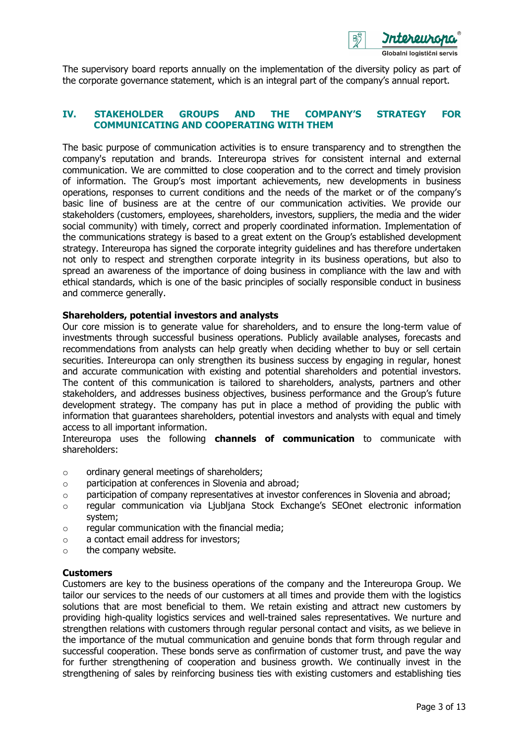The supervisory board reports annually on the implementation of the diversity policy as part of the corporate governance statement, which is an integral part of the company's annual report.

## IV. STAKEHOLDER GROUPS AND THE COMPANY'S STRATEGY FOR COMMUNICATING AND COOPERATING WITH THEM

The basic purpose of communication activities is to ensure transparency and to strengthen the company's reputation and brands. Intereuropa strives for consistent internal and external communication. We are committed to close cooperation and to the correct and timely provision of information. The Group's most important achievements, new developments in business operations, responses to current conditions and the needs of the market or of the company's basic line of business are at the centre of our communication activities. We provide our stakeholders (customers, employees, shareholders, investors, suppliers, the media and the wider social community) with timely, correct and properly coordinated information. Implementation of the communications strategy is based to a great extent on the Group's established development strategy. Intereuropa has signed the corporate integrity guidelines and has therefore undertaken not only to respect and strengthen corporate integrity in its business operations, but also to spread an awareness of the importance of doing business in compliance with the law and with ethical standards, which is one of the basic principles of socially responsible conduct in business and commerce generally.

**Shareholders, potential investors and analysts**

Our core mission is to generate value for shareholders, and to ensure the long-term value of investments through successful business operations. Publicly available analyses, forecasts and recommendations from analysts can help greatly when deciding whether to buy or sell certain securities. Intereuropa can only strengthen its business success by engaging in regular, honest and accurate communication with existing and potential shareholders and potential investors. The content of this communication is tailored to shareholders, analysts, partners and other stakeholders, and addresses business objectives, business performance and the Group's future development strategy. The company has put in place a method of providing the public with information that guarantees shareholders, potential investors and analysts with equal and timely access to all important information.

Intereuropa uses the following **channels of communication** to communicate with shareholders:

- ordinary general meetings of shareholders;
- participation at conferences in Slovenia and abroad;
- participation of company representatives at investor conferences in Slovenia and abroad;
- regular communication via Ljubljana Stock Exchange's SEOnet electronic information system;
- regular communication with the financial media;
- a contact email address for investors;
- the company website.

**Customers**

Customers are key to the business operations of the company and the Intereuropa Group. We tailor our services to the needs of our customers at all times and provide them with the logistics solutions that are most beneficial to them. We retain existing and attract new customers by providing high-quality logistics services and well-trained sales representatives. We nurture and strengthen relations with customers through regular personal contact and visits, as we believe in the importance of the mutual communication and genuine bonds that form through regular and successful cooperation. These bonds serve as confirmation of customer trust, and pave the way for further strengthening of cooperation and business growth. We continually invest in the strengthening of sales by reinforcing business ties with existing customers and establishing ties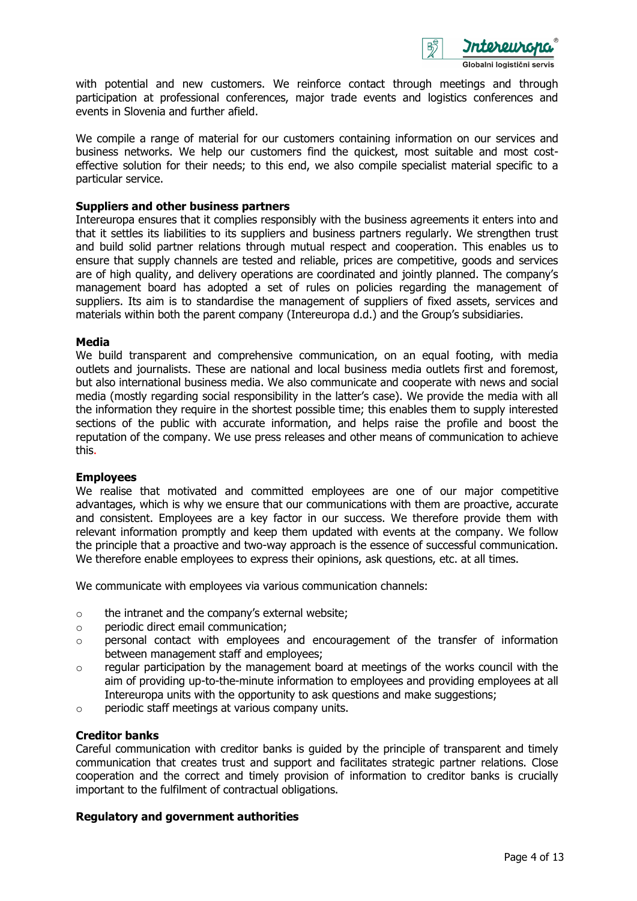with potential and new customers. We reinforce contact through meetings and through participation at professional conferences, major trade events and logistics conferences and events in Slovenia and further afield.

We compile a range of material for our customers containing information on our services and business networks. We help our customers find the quickest, most suitable and most cost-effective solution for their needs; to this end, we also compile specialist material specific to a particular service.

**Suppliers and other business partners**

Intereuropa ensures that it complies responsibly with the business agreements it enters into and that it settles its liabilities to its suppliers and business partners regularly. We strengthen trust and build solid partner relations through mutual respect and cooperation. This enables us to ensure that supply channels are tested and reliable, prices are competitive, goods and services are of high quality, and delivery operations are coordinated and jointly planned. The company's management board has adopted a set of rules on policies regarding the management of suppliers. Its aim is to standardise the management of suppliers of fixed assets, services and materials within both the parent company (Intereuropa d.d.) and the Group's subsidiaries.

**Media**

We build transparent and comprehensive communication, on an equal footing, with media outlets and journalists. These are national and local business media outlets first and foremost, but also international business media. We also communicate and cooperate with news and social media (mostly regarding social responsibility in the latter's case). We provide the media with all the information they require in the shortest possible time; this enables them to supply interested sections of the public with accurate information, and helps raise the profile and boost the reputation of the company. We use press releases and other means of communication to achieve this.

**Employees**

We realise that motivated and committed employees are one of our major competitive advantages, which is why we ensure that our communications with them are proactive, accurate and consistent. Employees are a key factor in our success. We therefore provide them with relevant information promptly and keep them updated with events at the company. We follow the principle that a proactive and two-way approach is the essence of successful communication. We therefore enable employees to express their opinions, ask questions, etc. at all times.

We communicate with employees via various communication channels:

- the intranet and the company's external website;
- periodic direct email communication;
- personal contact with employees and encouragement of the transfer of information between management staff and employees;
- regular participation by the management board at meetings of the works council with the aim of providing up-to-the-minute information to employees and providing employees at all Intereuropa units with the opportunity to ask questions and make suggestions;
- periodic staff meetings at various company units.

**Creditor banks**

Careful communication with creditor banks is guided by the principle of transparent and timely communication that creates trust and support and facilitates strategic partner relations. Close cooperation and the correct and timely provision of information to creditor banks is crucially important to the fulfilment of contractual obligations.

**Regulatory and government authorities**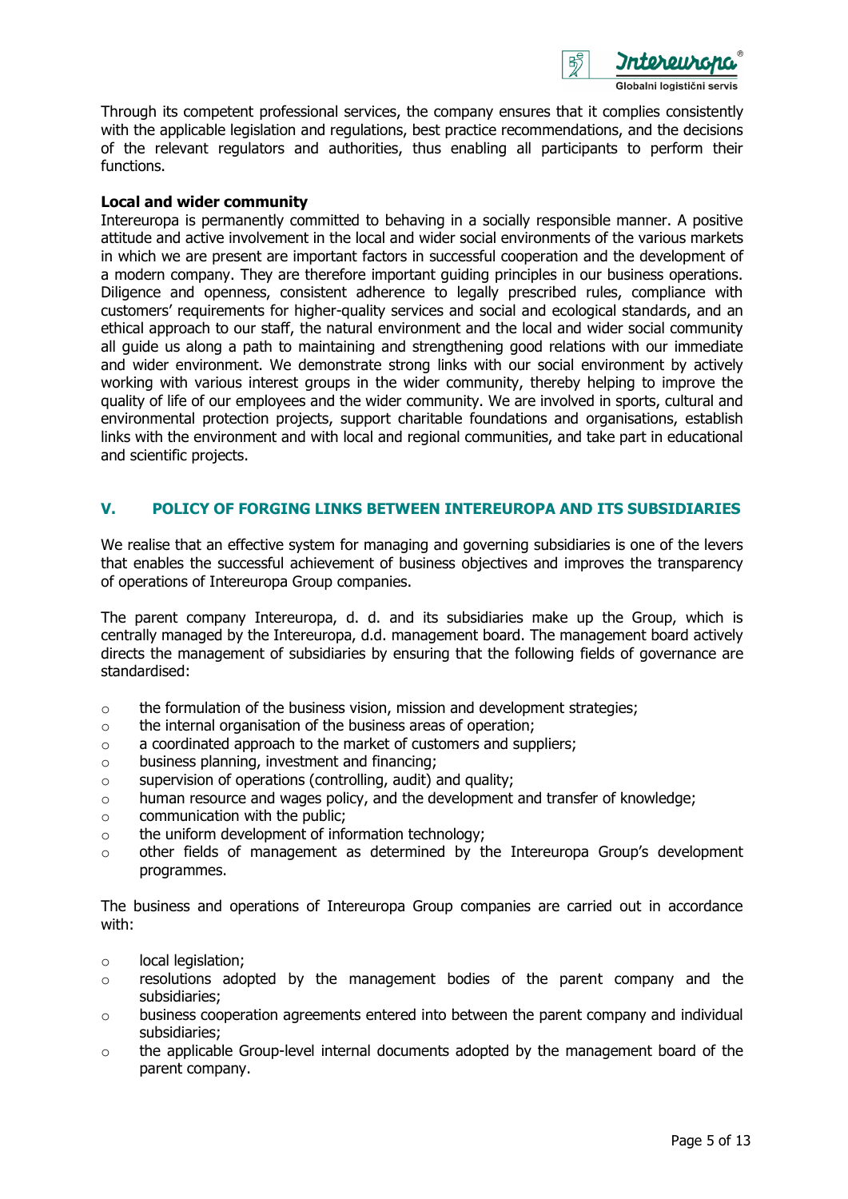Through its competent professional services, the company ensures that it complies consistently with the applicable legislation and regulations, best practice recommendations, and the decisions of the relevant regulators and authorities, thus enabling all participants to perform their functions.

**Local and wider community**

Intereuropa is permanently committed to behaving in a socially responsible manner. A positive attitude and active involvement in the local and wider social environments of the various markets in which we are present are important factors in successful cooperation and the development of a modern company. They are therefore important guiding principles in our business operations. Diligence and openness, consistent adherence to legally prescribed rules, compliance with customers' requirements for higher-quality services and social and ecological standards, and an ethical approach to our staff, the natural environment and the local and wider social community all guide us along a path to maintaining and strengthening good relations with our immediate and wider environment. We demonstrate strong links with our social environment by actively working with various interest groups in the wider community, thereby helping to improve the quality of life of our employees and the wider community. We are involved in sports, cultural and environmental protection projects, support charitable foundations and organisations, establish links with the environment and with local and regional communities, and take part in educational and scientific projects.

## V. POLICY OF FORGING LINKS BETWEEN INTEREUROPA AND ITS SUBSIDIARIES

We realise that an effective system for managing and governing subsidiaries is one of the levers that enables the successful achievement of business objectives and improves the transparency of operations of Intereuropa Group companies.

The parent company Intereuropa, d. d. and its subsidiaries make up the Group, which is centrally managed by the Intereuropa, d.d. management board. The management board actively directs the management of subsidiaries by ensuring that the following fields of governance are standardised:

- the formulation of the business vision, mission and development strategies;
- the internal organisation of the business areas of operation;
- a coordinated approach to the market of customers and suppliers;
- business planning, investment and financing;
- supervision of operations (controlling, audit) and quality;
- human resource and wages policy, and the development and transfer of knowledge;
- communication with the public;
- the uniform development of information technology;
- other fields of management as determined by the Intereuropa Group's development programmes.

The business and operations of Intereuropa Group companies are carried out in accordance with:

- local legislation;
- resolutions adopted by the management bodies of the parent company and the subsidiaries;
- business cooperation agreements entered into between the parent company and individual subsidiaries;
- the applicable Group-level internal documents adopted by the management board of the parent company.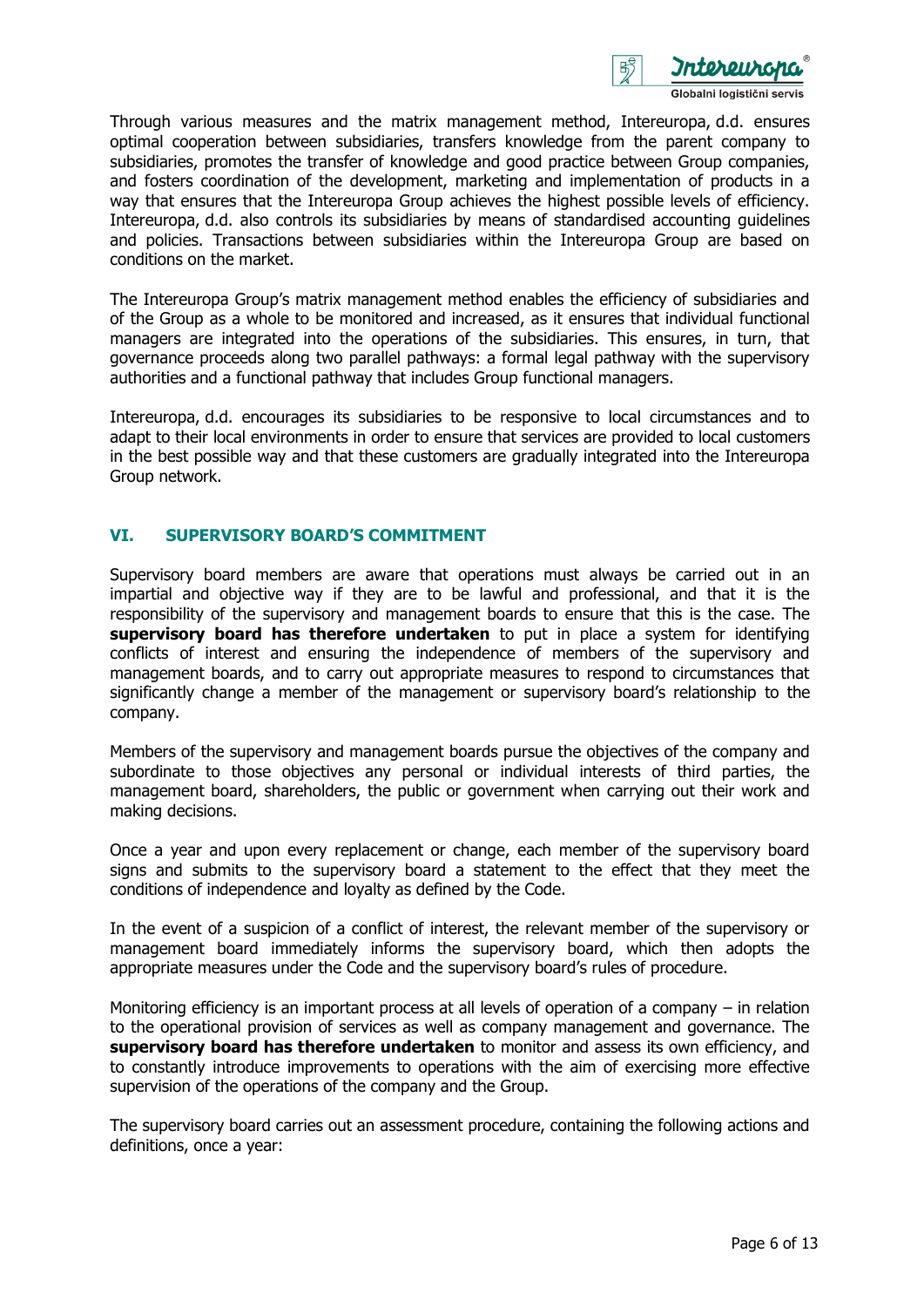Through various measures and the matrix management method, Intereuropa, d.d. ensures optimal cooperation between subsidiaries, transfers knowledge from the parent company to subsidiaries, promotes the transfer of knowledge and good practice between Group companies, and fosters coordination of the development, marketing and implementation of products in a way that ensures that the Intereuropa Group achieves the highest possible levels of efficiency. Intereuropa, d.d. also controls its subsidiaries by means of standardised accounting guidelines and policies. Transactions between subsidiaries within the Intereuropa Group are based on conditions on the market.

The Intereuropa Group's matrix management method enables the efficiency of subsidiaries and of the Group as a whole to be monitored and increased, as it ensures that individual functional managers are integrated into the operations of the subsidiaries. This ensures, in turn, that governance proceeds along two parallel pathways: a formal legal pathway with the supervisory authorities and a functional pathway that includes Group functional managers.

Intereuropa, d.d. encourages its subsidiaries to be responsive to local circumstances and to adapt to their local environments in order to ensure that services are provided to local customers in the best possible way and that these customers are gradually integrated into the Intereuropa Group network.

## VI. SUPERVISORY BOARD'S COMMITMENT

Supervisory board members are aware that operations must always be carried out in an impartial and objective way if they are to be lawful and professional, and that it is the responsibility of the supervisory and management boards to ensure that this is the case. The **supervisory board has therefore undertaken** to put in place a system for identifying conflicts of interest and ensuring the independence of members of the supervisory and management boards, and to carry out appropriate measures to respond to circumstances that significantly change a member of the management or supervisory board's relationship to the company.

Members of the supervisory and management boards pursue the objectives of the company and subordinate to those objectives any personal or individual interests of third parties, the management board, shareholders, the public or government when carrying out their work and making decisions.

Once a year and upon every replacement or change, each member of the supervisory board signs and submits to the supervisory board a statement to the effect that they meet the conditions of independence and loyalty as defined by the Code.

In the event of a suspicion of a conflict of interest, the relevant member of the supervisory or management board immediately informs the supervisory board, which then adopts the appropriate measures under the Code and the supervisory board's rules of procedure.

Monitoring efficiency is an important process at all levels of operation of a company – in relation to the operational provision of services as well as company management and governance. The **supervisory board has therefore undertaken** to monitor and assess its own efficiency, and to constantly introduce improvements to operations with the aim of exercising more effective supervision of the operations of the company and the Group.

The supervisory board carries out an assessment procedure, containing the following actions and definitions, once a year: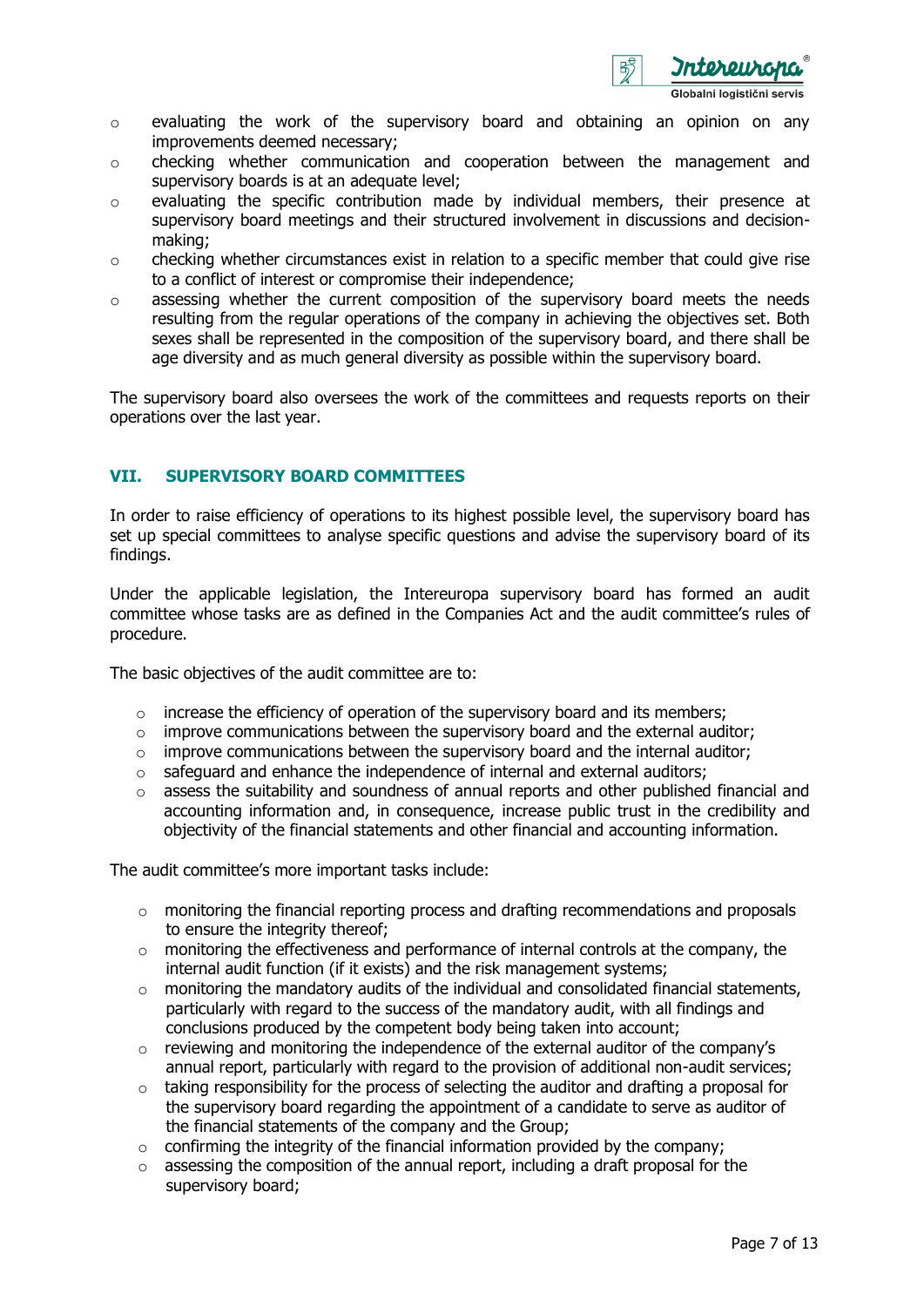- evaluating the work of the supervisory board and obtaining an opinion on any improvements deemed necessary;
- checking whether communication and cooperation between the management and supervisory boards is at an adequate level;
- evaluating the specific contribution made by individual members, their presence at supervisory board meetings and their structured involvement in discussions and decision-making;
- checking whether circumstances exist in relation to a specific member that could give rise to a conflict of interest or compromise their independence;
- assessing whether the current composition of the supervisory board meets the needs resulting from the regular operations of the company in achieving the objectives set. Both sexes shall be represented in the composition of the supervisory board, and there shall be age diversity and as much general diversity as possible within the supervisory board.

The supervisory board also oversees the work of the committees and requests reports on their operations over the last year.

## VII. SUPERVISORY BOARD COMMITTEES

In order to raise efficiency of operations to its highest possible level, the supervisory board has set up special committees to analyse specific questions and advise the supervisory board of its findings.

Under the applicable legislation, the Intereuropa supervisory board has formed an audit committee whose tasks are as defined in the Companies Act and the audit committee's rules of procedure.

The basic objectives of the audit committee are to:

- increase the efficiency of operation of the supervisory board and its members;
- improve communications between the supervisory board and the external auditor;
- improve communications between the supervisory board and the internal auditor;
- safeguard and enhance the independence of internal and external auditors;
- assess the suitability and soundness of annual reports and other published financial and accounting information and, in consequence, increase public trust in the credibility and objectivity of the financial statements and other financial and accounting information.

The audit committee's more important tasks include:

- monitoring the financial reporting process and drafting recommendations and proposals to ensure the integrity thereof;
- monitoring the effectiveness and performance of internal controls at the company, the internal audit function (if it exists) and the risk management systems;
- monitoring the mandatory audits of the individual and consolidated financial statements, particularly with regard to the success of the mandatory audit, with all findings and conclusions produced by the competent body being taken into account;
- reviewing and monitoring the independence of the external auditor of the company's annual report, particularly with regard to the provision of additional non-audit services;
- taking responsibility for the process of selecting the auditor and drafting a proposal for the supervisory board regarding the appointment of a candidate to serve as auditor of the financial statements of the company and the Group;
- confirming the integrity of the financial information provided by the company;
- assessing the composition of the annual report, including a draft proposal for the supervisory board;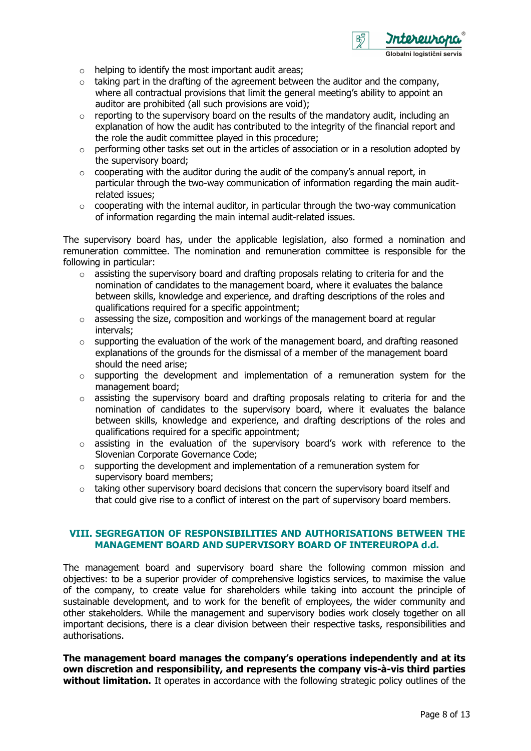- helping to identify the most important audit areas;
- taking part in the drafting of the agreement between the auditor and the company, where all contractual provisions that limit the general meeting's ability to appoint an auditor are prohibited (all such provisions are void);
- reporting to the supervisory board on the results of the mandatory audit, including an explanation of how the audit has contributed to the integrity of the financial report and the role the audit committee played in this procedure;
- performing other tasks set out in the articles of association or in a resolution adopted by the supervisory board;
- cooperating with the auditor during the audit of the company's annual report, in particular through the two-way communication of information regarding the main audit-related issues;
- cooperating with the internal auditor, in particular through the two-way communication of information regarding the main internal audit-related issues.

The supervisory board has, under the applicable legislation, also formed a nomination and remuneration committee. The nomination and remuneration committee is responsible for the following in particular:

- assisting the supervisory board and drafting proposals relating to criteria for and the nomination of candidates to the management board, where it evaluates the balance between skills, knowledge and experience, and drafting descriptions of the roles and qualifications required for a specific appointment;
- assessing the size, composition and workings of the management board at regular intervals;
- supporting the evaluation of the work of the management board, and drafting reasoned explanations of the grounds for the dismissal of a member of the management board should the need arise;
- supporting the development and implementation of a remuneration system for the management board;
- assisting the supervisory board and drafting proposals relating to criteria for and the nomination of candidates to the supervisory board, where it evaluates the balance between skills, knowledge and experience, and drafting descriptions of the roles and qualifications required for a specific appointment;
- assisting in the evaluation of the supervisory board's work with reference to the Slovenian Corporate Governance Code;
- supporting the development and implementation of a remuneration system for supervisory board members;
- taking other supervisory board decisions that concern the supervisory board itself and that could give rise to a conflict of interest on the part of supervisory board members.

## VIII. SEGREGATION OF RESPONSIBILITIES AND AUTHORISATIONS BETWEEN THE MANAGEMENT BOARD AND SUPERVISORY BOARD OF INTEREUROPA d.d.

The management board and supervisory board share the following common mission and objectives: to be a superior provider of comprehensive logistics services, to maximise the value of the company, to create value for shareholders while taking into account the principle of sustainable development, and to work for the benefit of employees, the wider community and other stakeholders. While the management and supervisory bodies work closely together on all important decisions, there is a clear division between their respective tasks, responsibilities and authorisations.

**The management board manages the company's operations independently and at its own discretion and responsibility, and represents the company vis-à-vis third parties without limitation.** It operates in accordance with the following strategic policy outlines of the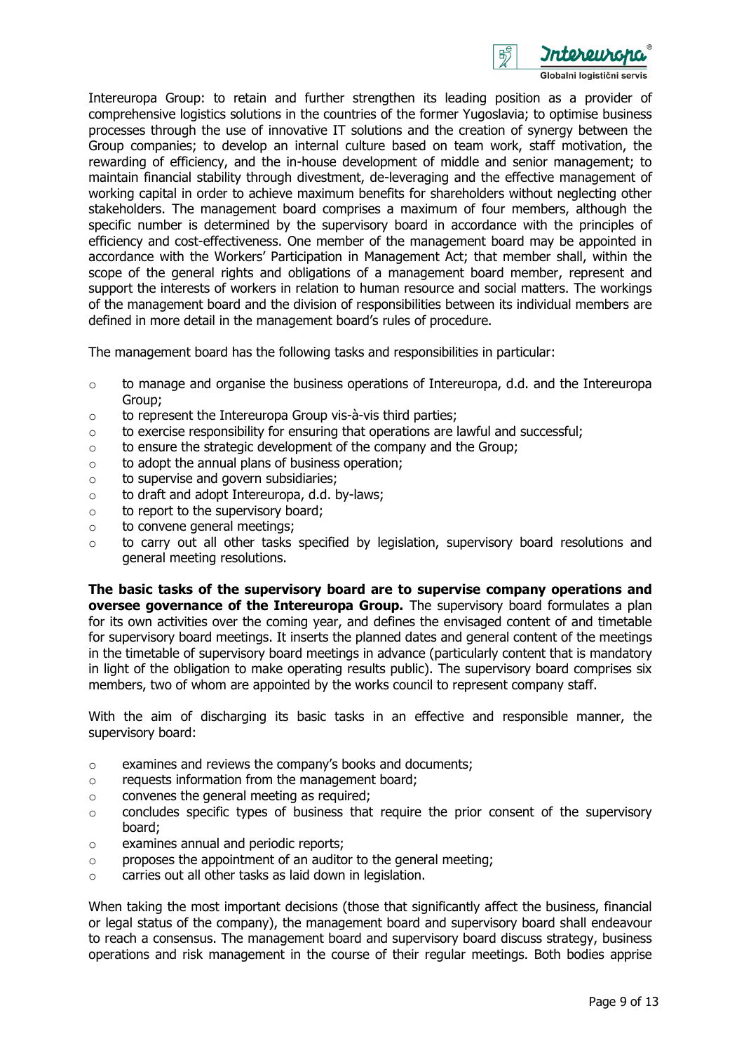Intereuropa Group: to retain and further strengthen its leading position as a provider of comprehensive logistics solutions in the countries of the former Yugoslavia; to optimise business processes through the use of innovative IT solutions and the creation of synergy between the Group companies; to develop an internal culture based on team work, staff motivation, the rewarding of efficiency, and the in-house development of middle and senior management; to maintain financial stability through divestment, de-leveraging and the effective management of working capital in order to achieve maximum benefits for shareholders without neglecting other stakeholders. The management board comprises a maximum of four members, although the specific number is determined by the supervisory board in accordance with the principles of efficiency and cost-effectiveness. One member of the management board may be appointed in accordance with the Workers' Participation in Management Act; that member shall, within the scope of the general rights and obligations of a management board member, represent and support the interests of workers in relation to human resource and social matters. The workings of the management board and the division of responsibilities between its individual members are defined in more detail in the management board's rules of procedure.

The management board has the following tasks and responsibilities in particular:

- to manage and organise the business operations of Intereuropa, d.d. and the Intereuropa Group;
- to represent the Intereuropa Group vis-à-vis third parties;
- to exercise responsibility for ensuring that operations are lawful and successful;
- to ensure the strategic development of the company and the Group;
- to adopt the annual plans of business operation;
- to supervise and govern subsidiaries;
- to draft and adopt Intereuropa, d.d. by-laws;
- to report to the supervisory board;
- to convene general meetings;
- to carry out all other tasks specified by legislation, supervisory board resolutions and general meeting resolutions.

**The basic tasks of the supervisory board are to supervise company operations and oversee governance of the Intereuropa Group.** The supervisory board formulates a plan for its own activities over the coming year, and defines the envisaged content of and timetable for supervisory board meetings. It inserts the planned dates and general content of the meetings in the timetable of supervisory board meetings in advance (particularly content that is mandatory in light of the obligation to make operating results public). The supervisory board comprises six members, two of whom are appointed by the works council to represent company staff.

With the aim of discharging its basic tasks in an effective and responsible manner, the supervisory board:

- examines and reviews the company's books and documents;
- requests information from the management board;
- convenes the general meeting as required;
- concludes specific types of business that require the prior consent of the supervisory board;
- examines annual and periodic reports;
- proposes the appointment of an auditor to the general meeting;
- carries out all other tasks as laid down in legislation.

When taking the most important decisions (those that significantly affect the business, financial or legal status of the company), the management board and supervisory board shall endeavour to reach a consensus. The management board and supervisory board discuss strategy, business operations and risk management in the course of their regular meetings. Both bodies apprise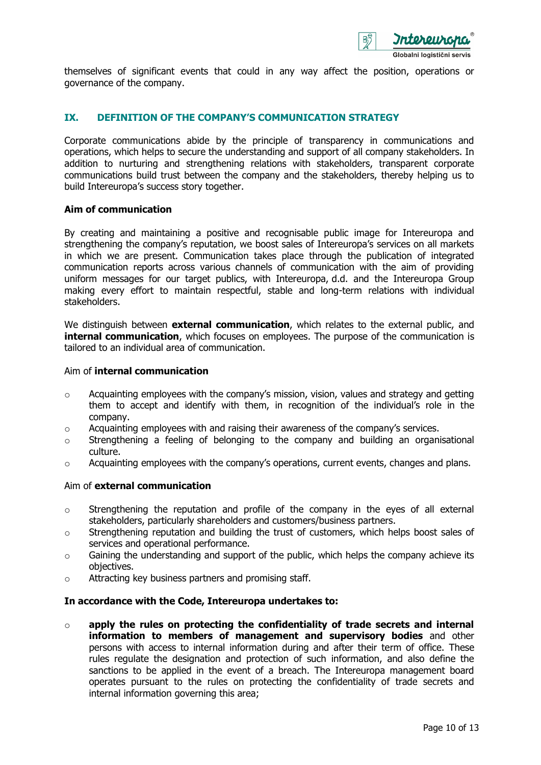themselves of significant events that could in any way affect the position, operations or governance of the company.

## IX. DEFINITION OF THE COMPANY'S COMMUNICATION STRATEGY

Corporate communications abide by the principle of transparency in communications and operations, which helps to secure the understanding and support of all company stakeholders. In addition to nurturing and strengthening relations with stakeholders, transparent corporate communications build trust between the company and the stakeholders, thereby helping us to build Intereuropa's success story together.

**Aim of communication**

By creating and maintaining a positive and recognisable public image for Intereuropa and strengthening the company's reputation, we boost sales of Intereuropa's services on all markets in which we are present. Communication takes place through the publication of integrated communication reports across various channels of communication with the aim of providing uniform messages for our target publics, with Intereuropa, d.d. and the Intereuropa Group making every effort to maintain respectful, stable and long-term relations with individual stakeholders.

We distinguish between **external communication**, which relates to the external public, and **internal communication**, which focuses on employees. The purpose of the communication is tailored to an individual area of communication.

Aim of **internal communication**

- Acquainting employees with the company's mission, vision, values and strategy and getting them to accept and identify with them, in recognition of the individual's role in the company.
- Acquainting employees with and raising their awareness of the company's services.
- Strengthening a feeling of belonging to the company and building an organisational culture.
- Acquainting employees with the company's operations, current events, changes and plans.

Aim of **external communication**

- Strengthening the reputation and profile of the company in the eyes of all external stakeholders, particularly shareholders and customers/business partners.
- Strengthening reputation and building the trust of customers, which helps boost sales of services and operational performance.
- Gaining the understanding and support of the public, which helps the company achieve its objectives.
- Attracting key business partners and promising staff.

**In accordance with the Code, Intereuropa undertakes to:**

- **apply the rules on protecting the confidentiality of trade secrets and internal information to members of management and supervisory bodies** and other persons with access to internal information during and after their term of office. These rules regulate the designation and protection of such information, and also define the sanctions to be applied in the event of a breach. The Intereuropa management board operates pursuant to the rules on protecting the confidentiality of trade secrets and internal information governing this area;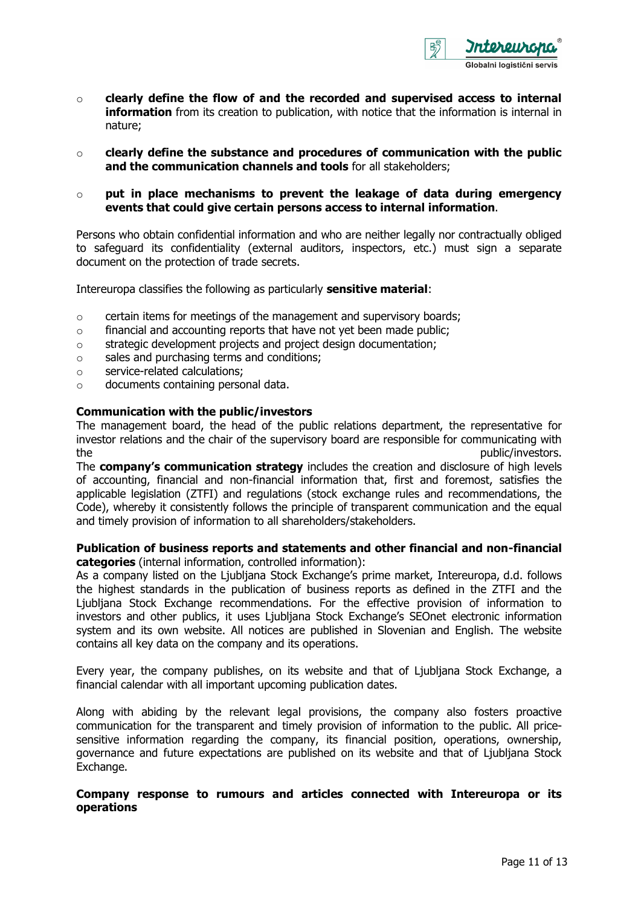- **clearly define the flow of and the recorded and supervised access to internal information** from its creation to publication, with notice that the information is internal in nature;
- **clearly define the substance and procedures of communication with the public and the communication channels and tools** for all stakeholders;
- **put in place mechanisms to prevent the leakage of data during emergency events that could give certain persons access to internal information**.

Persons who obtain confidential information and who are neither legally nor contractually obliged to safeguard its confidentiality (external auditors, inspectors, etc.) must sign a separate document on the protection of trade secrets.

Intereuropa classifies the following as particularly **sensitive material**:

- certain items for meetings of the management and supervisory boards;
- financial and accounting reports that have not yet been made public;
- strategic development projects and project design documentation;
- sales and purchasing terms and conditions;
- service-related calculations;
- documents containing personal data.

**Communication with the public/investors**

The management board, the head of the public relations department, the representative for investor relations and the chair of the supervisory board are responsible for communicating with the public/investors.

The **company's communication strategy** includes the creation and disclosure of high levels of accounting, financial and non-financial information that, first and foremost, satisfies the applicable legislation (ZTFI) and regulations (stock exchange rules and recommendations, the Code), whereby it consistently follows the principle of transparent communication and the equal and timely provision of information to all shareholders/stakeholders.

**Publication of business reports and statements and other financial and non-financial categories** (internal information, controlled information):

As a company listed on the Ljubljana Stock Exchange's prime market, Intereuropa, d.d. follows the highest standards in the publication of business reports as defined in the ZTFI and the Ljubljana Stock Exchange recommendations. For the effective provision of information to investors and other publics, it uses Ljubljana Stock Exchange's SEOnet electronic information system and its own website. All notices are published in Slovenian and English. The website contains all key data on the company and its operations.

Every year, the company publishes, on its website and that of Ljubljana Stock Exchange, a financial calendar with all important upcoming publication dates.

Along with abiding by the relevant legal provisions, the company also fosters proactive communication for the transparent and timely provision of information to the public. All price-sensitive information regarding the company, its financial position, operations, ownership, governance and future expectations are published on its website and that of Ljubljana Stock Exchange.

**Company response to rumours and articles connected with Intereuropa or its operations**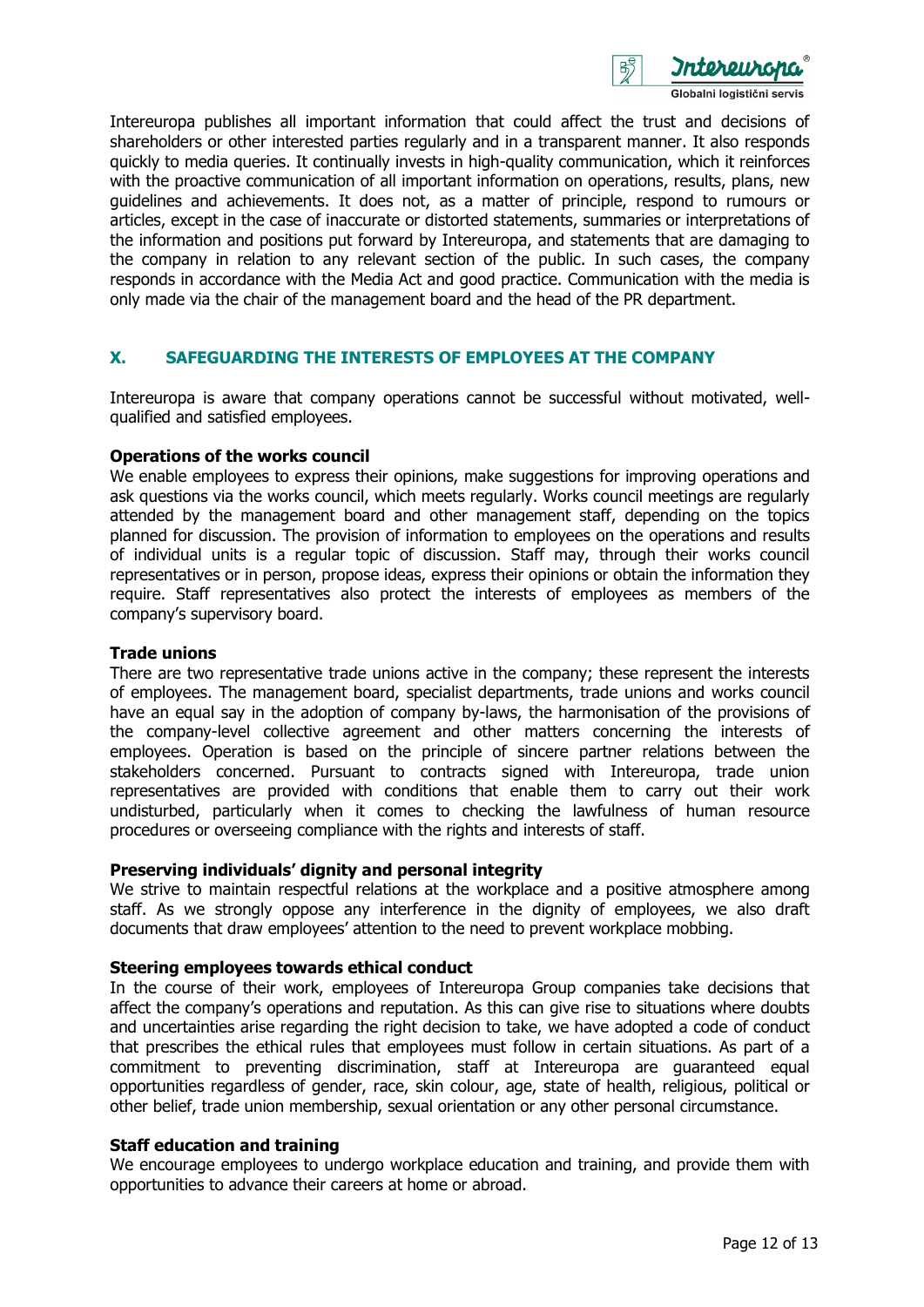Intereuropa publishes all important information that could affect the trust and decisions of shareholders or other interested parties regularly and in a transparent manner. It also responds quickly to media queries. It continually invests in high-quality communication, which it reinforces with the proactive communication of all important information on operations, results, plans, new guidelines and achievements. It does not, as a matter of principle, respond to rumours or articles, except in the case of inaccurate or distorted statements, summaries or interpretations of the information and positions put forward by Intereuropa, and statements that are damaging to the company in relation to any relevant section of the public. In such cases, the company responds in accordance with the Media Act and good practice. Communication with the media is only made via the chair of the management board and the head of the PR department.

## X. SAFEGUARDING THE INTERESTS OF EMPLOYEES AT THE COMPANY

Intereuropa is aware that company operations cannot be successful without motivated, well-qualified and satisfied employees.

**Operations of the works council**

We enable employees to express their opinions, make suggestions for improving operations and ask questions via the works council, which meets regularly. Works council meetings are regularly attended by the management board and other management staff, depending on the topics planned for discussion. The provision of information to employees on the operations and results of individual units is a regular topic of discussion. Staff may, through their works council representatives or in person, propose ideas, express their opinions or obtain the information they require. Staff representatives also protect the interests of employees as members of the company's supervisory board.

**Trade unions**

There are two representative trade unions active in the company; these represent the interests of employees. The management board, specialist departments, trade unions and works council have an equal say in the adoption of company by-laws, the harmonisation of the provisions of the company-level collective agreement and other matters concerning the interests of employees. Operation is based on the principle of sincere partner relations between the stakeholders concerned. Pursuant to contracts signed with Intereuropa, trade union representatives are provided with conditions that enable them to carry out their work undisturbed, particularly when it comes to checking the lawfulness of human resource procedures or overseeing compliance with the rights and interests of staff.

**Preserving individuals' dignity and personal integrity**

We strive to maintain respectful relations at the workplace and a positive atmosphere among staff. As we strongly oppose any interference in the dignity of employees, we also draft documents that draw employees' attention to the need to prevent workplace mobbing.

**Steering employees towards ethical conduct**

In the course of their work, employees of Intereuropa Group companies take decisions that affect the company's operations and reputation. As this can give rise to situations where doubts and uncertainties arise regarding the right decision to take, we have adopted a code of conduct that prescribes the ethical rules that employees must follow in certain situations. As part of a commitment to preventing discrimination, staff at Intereuropa are guaranteed equal opportunities regardless of gender, race, skin colour, age, state of health, religious, political or other belief, trade union membership, sexual orientation or any other personal circumstance.

**Staff education and training**

We encourage employees to undergo workplace education and training, and provide them with opportunities to advance their careers at home or abroad.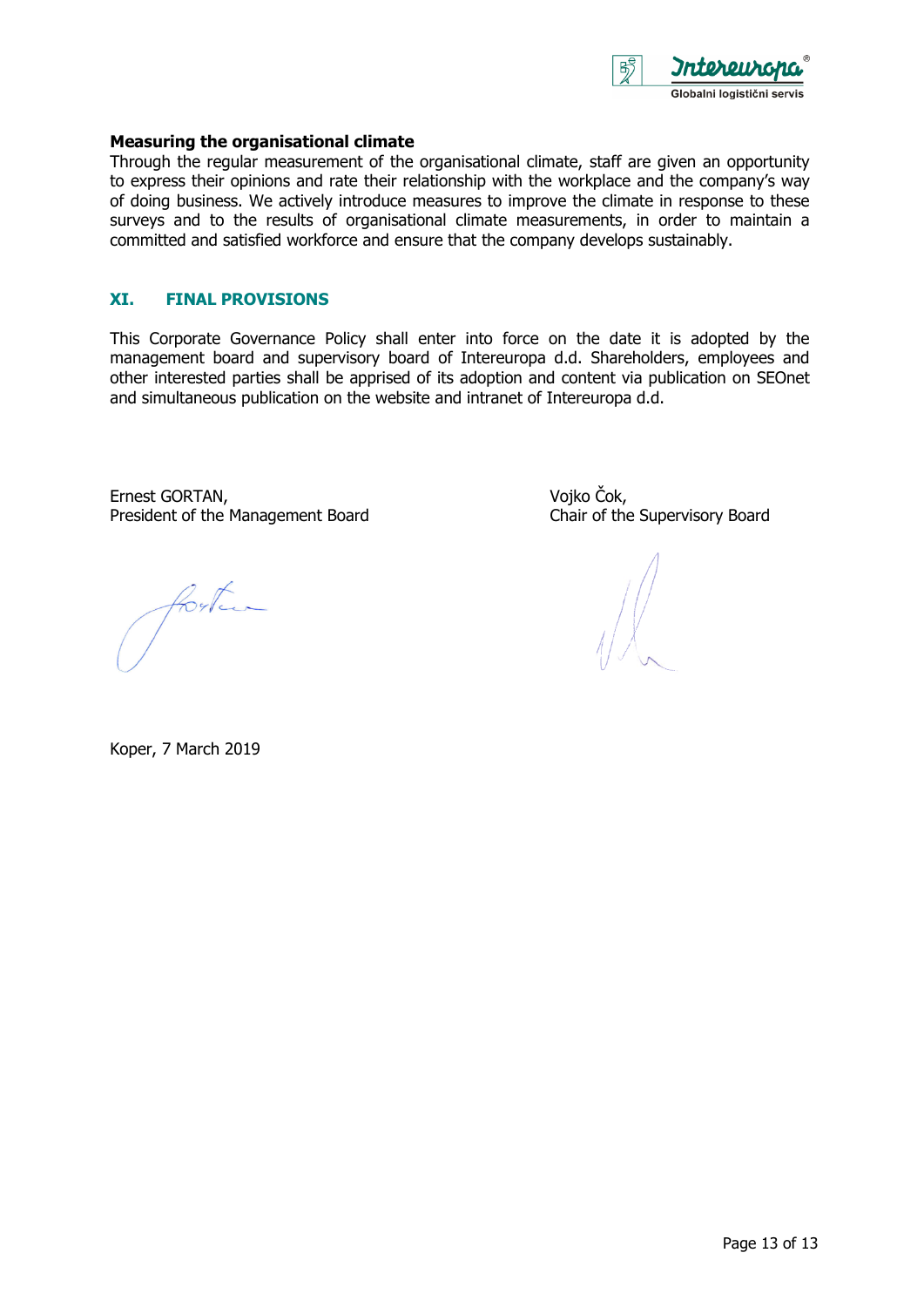**Measuring the organisational climate**

Through the regular measurement of the organisational climate, staff are given an opportunity to express their opinions and rate their relationship with the workplace and the company's way of doing business. We actively introduce measures to improve the climate in response to these surveys and to the results of organisational climate measurements, in order to maintain a committed and satisfied workforce and ensure that the company develops sustainably.

## XI. FINAL PROVISIONS

This Corporate Governance Policy shall enter into force on the date it is adopted by the management board and supervisory board of Intereuropa d.d. Shareholders, employees and other interested parties shall be apprised of its adoption and content via publication on SEOnet and simultaneous publication on the website and intranet of Intereuropa d.d.

Ernest GORTAN,
President of the Management Board

Vojko Čok,
Chair of the Supervisory Board

Koper, 7 March 2019